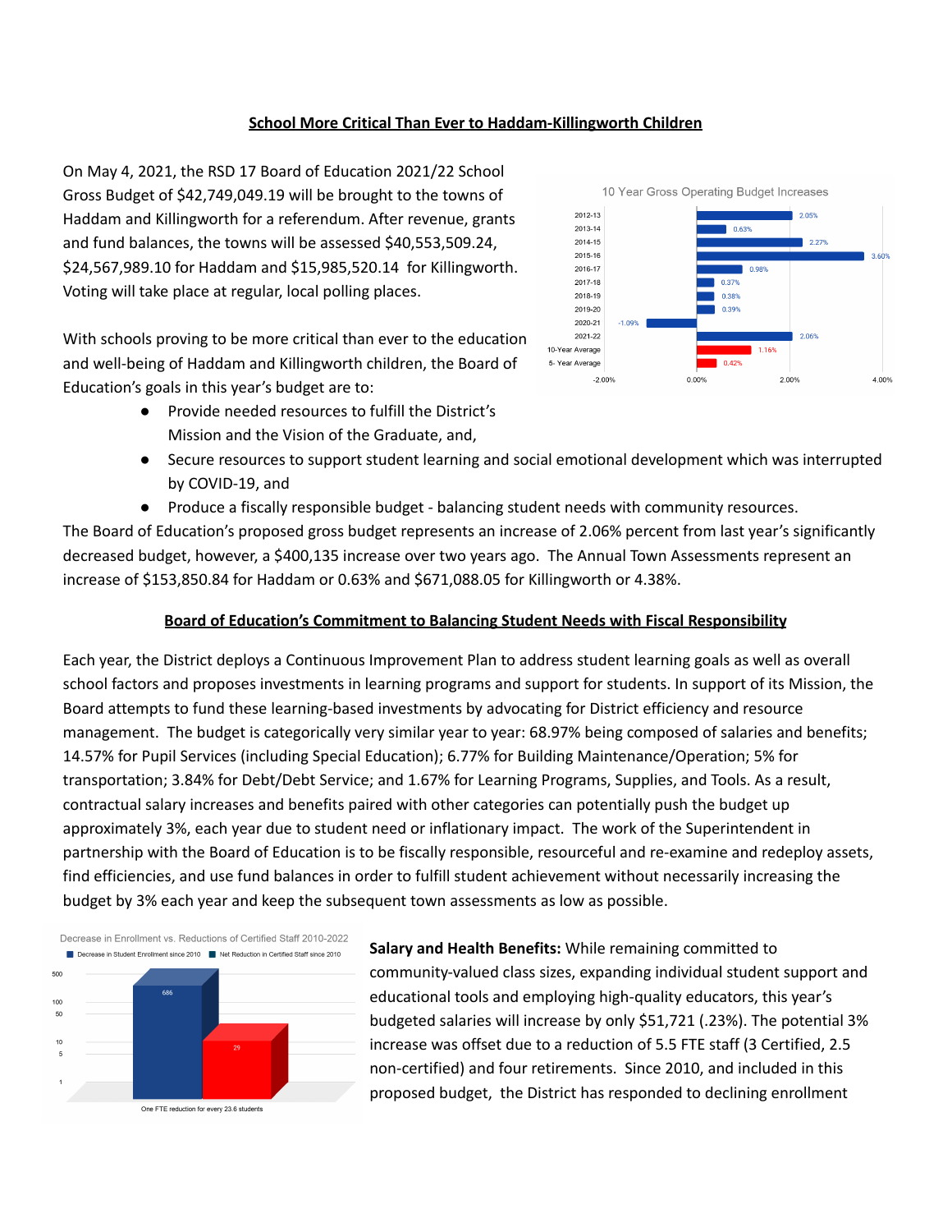## School More Critical Than Ever to Haddam-Killingworth Children

On May 4, 2021, the RSD 17 Board of Education 2021/22 School Gross Budget of $42,749,049.19 will be brought to the towns of Haddam and Killingworth for a referendum. After revenue, grants and fund balances, the towns will be assessed $40,553,509.24, $24,567,989.10 for Haddam and $15,985,520.14 for Killingworth. Voting will take place at regular, local polling places.

10 Year Gross Operating Budget Increases

| Year | Increase |
|---|---|
| 2012-13 | 2.05% |
| 2013-14 | 0.63% |
| 2014-15 | 2.27% |
| 2015-16 | 3.60% |
| 2016-17 | 0.98% |
| 2017-18 | 0.37% |
| 2018-19 | 0.38% |
| 2019-20 | 0.39% |
| 2020-21 | -1.09% |
| 2021-22 | 2.06% |
| 10-Year Average | 1.16% |
| 5- Year Average | 0.42% |

With schools proving to be more critical than ever to the education and well-being of Haddam and Killingworth children, the Board of Education's goals in this year's budget are to:

- Provide needed resources to fulfill the District's Mission and the Vision of the Graduate, and,
- Secure resources to support student learning and social emotional development which was interrupted by COVID-19, and
- Produce a fiscally responsible budget - balancing student needs with community resources.

The Board of Education's proposed gross budget represents an increase of 2.06% percent from last year's significantly decreased budget, however, a $400,135 increase over two years ago. The Annual Town Assessments represent an increase of $153,850.84 for Haddam or 0.63% and $671,088.05 for Killingworth or 4.38%.

## Board of Education's Commitment to Balancing Student Needs with Fiscal Responsibility

Each year, the District deploys a Continuous Improvement Plan to address student learning goals as well as overall school factors and proposes investments in learning programs and support for students. In support of its Mission, the Board attempts to fund these learning-based investments by advocating for District efficiency and resource management. The budget is categorically very similar year to year: 68.97% being composed of salaries and benefits; 14.57% for Pupil Services (including Special Education); 6.77% for Building Maintenance/Operation; 5% for transportation; 3.84% for Debt/Debt Service; and 1.67% for Learning Programs, Supplies, and Tools. As a result, contractual salary increases and benefits paired with other categories can potentially push the budget up approximately 3%, each year due to student need or inflationary impact. The work of the Superintendent in partnership with the Board of Education is to be fiscally responsible, resourceful and re-examine and redeploy assets, find efficiencies, and use fund balances in order to fulfill student achievement without necessarily increasing the budget by 3% each year and keep the subsequent town assessments as low as possible.

Decrease in Enrollment vs. Reductions of Certified Staff 2010-2022

| Decrease in Student Enrollment since 2010 | Net Reduction in Certified Staff since 2010 |
|---|---|
| 686 | 29 |

One FTE reduction for every 23.6 students

**Salary and Health Benefits:** While remaining committed to community-valued class sizes, expanding individual student support and educational tools and employing high-quality educators, this year's budgeted salaries will increase by only $51,721 (.23%). The potential 3% increase was offset due to a reduction of 5.5 FTE staff (3 Certified, 2.5 non-certified) and four retirements. Since 2010, and included in this proposed budget, the District has responded to declining enrollment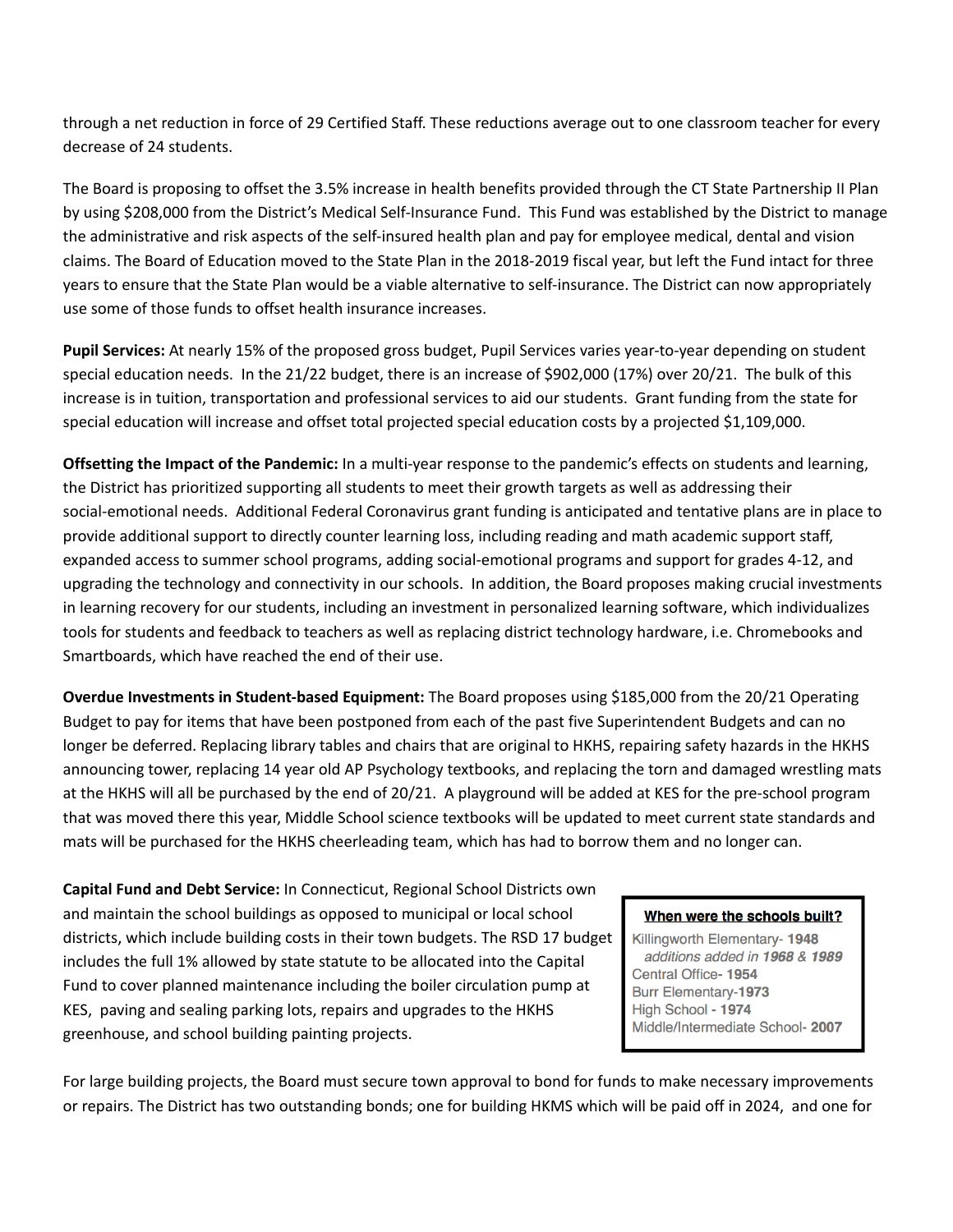through a net reduction in force of 29 Certified Staff. These reductions average out to one classroom teacher for every decrease of 24 students.

The Board is proposing to offset the 3.5% increase in health benefits provided through the CT State Partnership II Plan by using $208,000 from the District's Medical Self-Insurance Fund. This Fund was established by the District to manage the administrative and risk aspects of the self-insured health plan and pay for employee medical, dental and vision claims. The Board of Education moved to the State Plan in the 2018-2019 fiscal year, but left the Fund intact for three years to ensure that the State Plan would be a viable alternative to self-insurance. The District can now appropriately use some of those funds to offset health insurance increases.

**Pupil Services:** At nearly 15% of the proposed gross budget, Pupil Services varies year-to-year depending on student special education needs. In the 21/22 budget, there is an increase of $902,000 (17%) over 20/21. The bulk of this increase is in tuition, transportation and professional services to aid our students. Grant funding from the state for special education will increase and offset total projected special education costs by a projected $1,109,000.

**Offsetting the Impact of the Pandemic:** In a multi-year response to the pandemic's effects on students and learning, the District has prioritized supporting all students to meet their growth targets as well as addressing their social-emotional needs. Additional Federal Coronavirus grant funding is anticipated and tentative plans are in place to provide additional support to directly counter learning loss, including reading and math academic support staff, expanded access to summer school programs, adding social-emotional programs and support for grades 4-12, and upgrading the technology and connectivity in our schools. In addition, the Board proposes making crucial investments in learning recovery for our students, including an investment in personalized learning software, which individualizes tools for students and feedback to teachers as well as replacing district technology hardware, i.e. Chromebooks and Smartboards, which have reached the end of their use.

**Overdue Investments in Student-based Equipment:** The Board proposes using $185,000 from the 20/21 Operating Budget to pay for items that have been postponed from each of the past five Superintendent Budgets and can no longer be deferred. Replacing library tables and chairs that are original to HKHS, repairing safety hazards in the HKHS announcing tower, replacing 14 year old AP Psychology textbooks, and replacing the torn and damaged wrestling mats at the HKHS will all be purchased by the end of 20/21. A playground will be added at KES for the pre-school program that was moved there this year, Middle School science textbooks will be updated to meet current state standards and mats will be purchased for the HKHS cheerleading team, which has had to borrow them and no longer can.

**Capital Fund and Debt Service:** In Connecticut, Regional School Districts own and maintain the school buildings as opposed to municipal or local school districts, which include building costs in their town budgets. The RSD 17 budget includes the full 1% allowed by state statute to be allocated into the Capital Fund to cover planned maintenance including the boiler circulation pump at KES, paving and sealing parking lots, repairs and upgrades to the HKHS greenhouse, and school building painting projects.

**When were the schools built?**

Killingworth Elementary- **1948**
*additions added in **1968** & **1989***
Central Office- **1954**
Burr Elementary-**1973**
High School - **1974**
Middle/Intermediate School- **2007**

For large building projects, the Board must secure town approval to bond for funds to make necessary improvements or repairs. The District has two outstanding bonds; one for building HKMS which will be paid off in 2024, and one for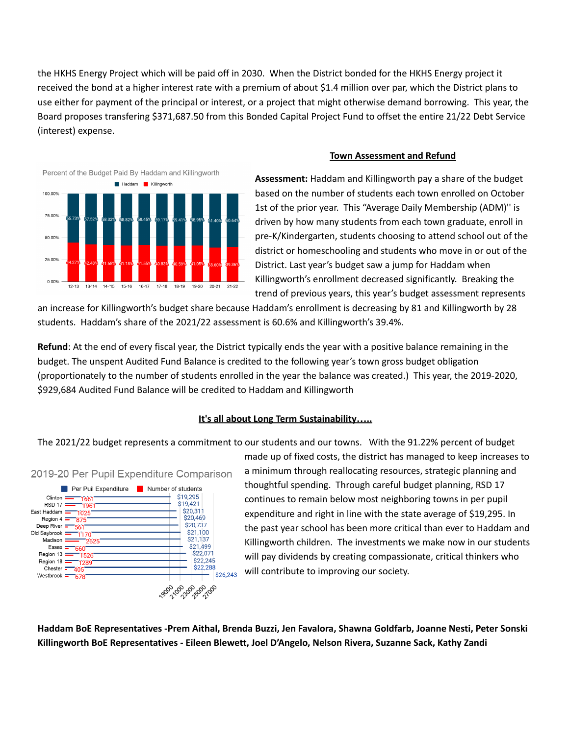the HKHS Energy Project which will be paid off in 2030. When the District bonded for the HKHS Energy project it received the bond at a higher interest rate with a premium of about $1.4 million over par, which the District plans to use either for payment of the principal or interest, or a project that might otherwise demand borrowing. This year, the Board proposes transfering $371,687.50 from this Bonded Capital Project Fund to offset the entire 21/22 Debt Service (interest) expense.

Percent of the Budget Paid By Haddam and Killingworth

Haddam Killingworth

100.00%
75.00%
50.00%
25.00%
0.00%

55.73% 57.52% 58.32% 58.82% 58.45% 59.17% 59.41% 58.95% 61.40% 60.64%

44.27% 42.48% 41.68% 41.18% 41.55% 40.83% 40.59% 41.05% 38.60% 39.36%

12-13 13-'14 14-'15 15-16 16-17 17-18 18-19 19-20 20-21 21-22

## Town Assessment and Refund

**Assessment:** Haddam and Killingworth pay a share of the budget based on the number of students each town enrolled on October 1st of the prior year. This "Average Daily Membership (ADM)'' is driven by how many students from each town graduate, enroll in pre-K/Kindergarten, students choosing to attend school out of the district or homeschooling and students who move in or out of the District. Last year's budget saw a jump for Haddam when Killingworth's enrollment decreased significantly. Breaking the trend of previous years, this year's budget assessment represents an increase for Killingworth's budget share because Haddam's enrollment is decreasing by 81 and Killingworth by 28 students. Haddam's share of the 2021/22 assessment is 60.6% and Killingworth's 39.4%.

**Refund**: At the end of every fiscal year, the District typically ends the year with a positive balance remaining in the budget. The unspent Audited Fund Balance is credited to the following year's town gross budget obligation (proportionately to the number of students enrolled in the year the balance was created.) This year, the 2019-2020, $929,684 Audited Fund Balance will be credited to Haddam and Killingworth

## It's all about Long Term Sustainability…..

The 2021/22 budget represents a commitment to our students and our towns. With the 91.22% percent of budget made up of fixed costs, the district has managed to keep increases to a minimum through reallocating resources, strategic planning and thoughtful spending. Through careful budget planning, RSD 17 continues to remain below most neighboring towns in per pupil expenditure and right in line with the state average of $19,295. In the past year school has been more critical than ever to Haddam and Killingworth children. The investments we make now in our students will pay dividends by creating compassionate, critical thinkers who will contribute to improving our society.

2019-20 Per Pupil Expenditure Comparison

Per Puil Expenditure Number of students

Clinton 1661 $19,295
RSD 17 1961 $19,421
East Haddam 1025 $20,311
Region 4 875 $20,469
Deep River 561 $20,737
Old Saybrook 1170 $21,100
Madison 2625 $21,137
Essex 660 $21,499
Region 13 1526 $22,071
Region 18 1289 $22,245
Chester 405 $22,288
Westbrook 678 $26,243

19000 21000 23000 25000 27000

**Haddam BoE Representatives -Prem Aithal, Brenda Buzzi, Jen Favalora, Shawna Goldfarb, Joanne Nesti, Peter Sonski**
**Killingworth BoE Representatives - Eileen Blewett, Joel D'Angelo, Nelson Rivera, Suzanne Sack, Kathy Zandi**